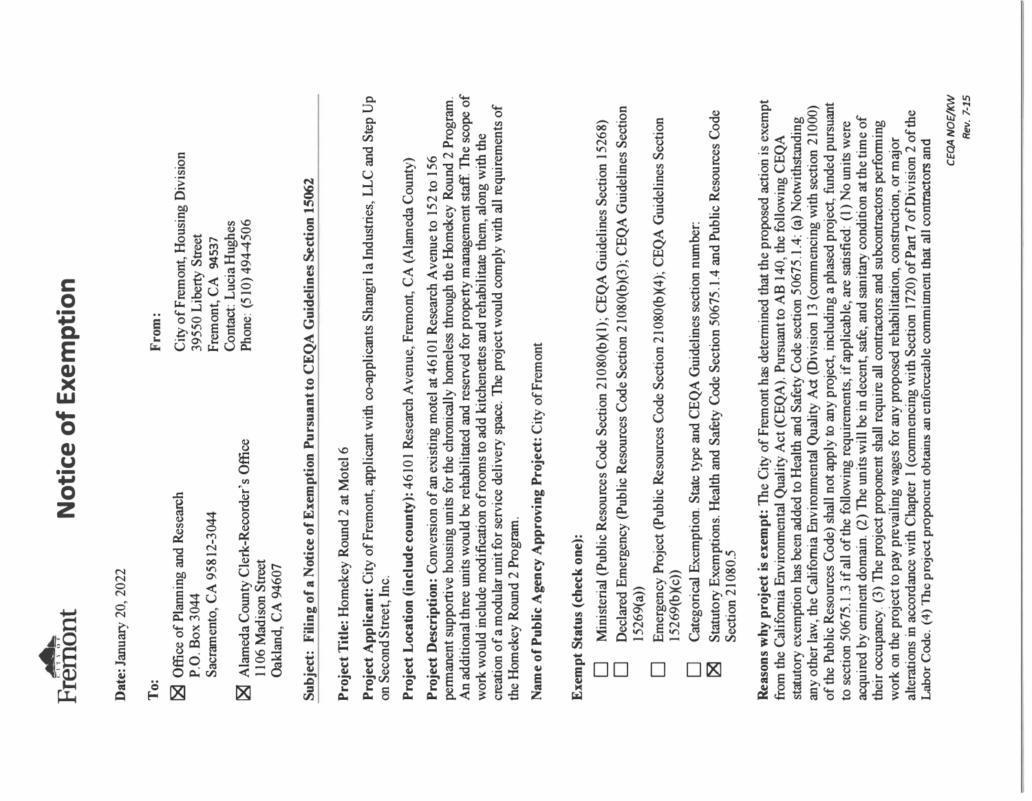Fremont

# Notice of Exemption

**Date:** January 20, 2022

**To:**

☒ Office of Planning and Research
P.O. Box 3044
Sacramento, CA 95812-3044

☒ Alameda County Clerk-Recorder's Office
1106 Madison Street
Oakland, CA 94607

**From:**

City of Fremont, Housing Division
39550 Liberty Street
Fremont, CA 94537
Contact: Lucia Hughes
Phone: (510) 494-4506

**Subject: Filing of a Notice of Exemption Pursuant to CEQA Guidelines Section 15062**

**Project Title:** Homekey Round 2 at Motel 6

**Project Applicant:** City of Fremont, applicant with co-applicants Shangri la Industries, LLC and Step Up on Second Street, Inc.

**Project Location (include county):** 46101 Research Avenue, Fremont, CA (Alameda County)

**Project Description:** Conversion of an existing motel at 46101 Research Avenue to 152 to 156 permanent supportive housing units for the chronically homeless through the Homekey Round 2 Program. An additional three units would be rehabilitated and reserved for property management staff. The scope of work would include modification of rooms to add kitchenettes and rehabilitate them, along with the creation of a modular unit for service delivery space. The project would comply with all requirements of the Homekey Round 2 Program.

**Name of Public Agency Approving Project:** City of Fremont

**Exempt Status (check one):**

- ☐ Ministerial (Public Resources Code Section 21080(b)(1); CEQA Guidelines Section 15268)
- ☐ Declared Emergency (Public Resources Code Section 21080(b)(3); CEQA Guidelines Section 15269(a))
- ☐ Emergency Project (Public Resources Code Section 21080(b)(4); CEQA Guidelines Section 15269(b)(c))
- ☐ Categorical Exemption. State type and CEQA Guidelines section number:
- ☒ Statutory Exemptions. Health and Safety Code Section 50675.1.4 and Public Resources Code Section 21080.5

**Reasons why project is exempt:** The City of Fremont has determined that the proposed action is exempt from the California Environmental Quality Act (CEQA). Pursuant to AB 140, the following CEQA statutory exemption has been added to Health and Safety Code section 50675.1.4: (a) Notwithstanding any other law, the California Environmental Quality Act (Division 13 (commencing with section 21000) of the Public Resources Code) shall not apply to any project, including a phased project, funded pursuant to section 50675.1.3 if all of the following requirements, if applicable, are satisfied: (1) No units were acquired by eminent domain. (2) The units will be in decent, safe, and sanitary condition at the time of their occupancy. (3) The project proponent shall require all contractors and subcontractors performing work on the project to pay prevailing wages for any proposed rehabilitation, construction, or major alterations in accordance with Chapter 1 (commencing with Section 1720) of Part 7 of Division 2 of the Labor Code. (4) The project proponent obtains an enforceable commitment that all contractors and

CEQA NOE/KW
Rev. 7-15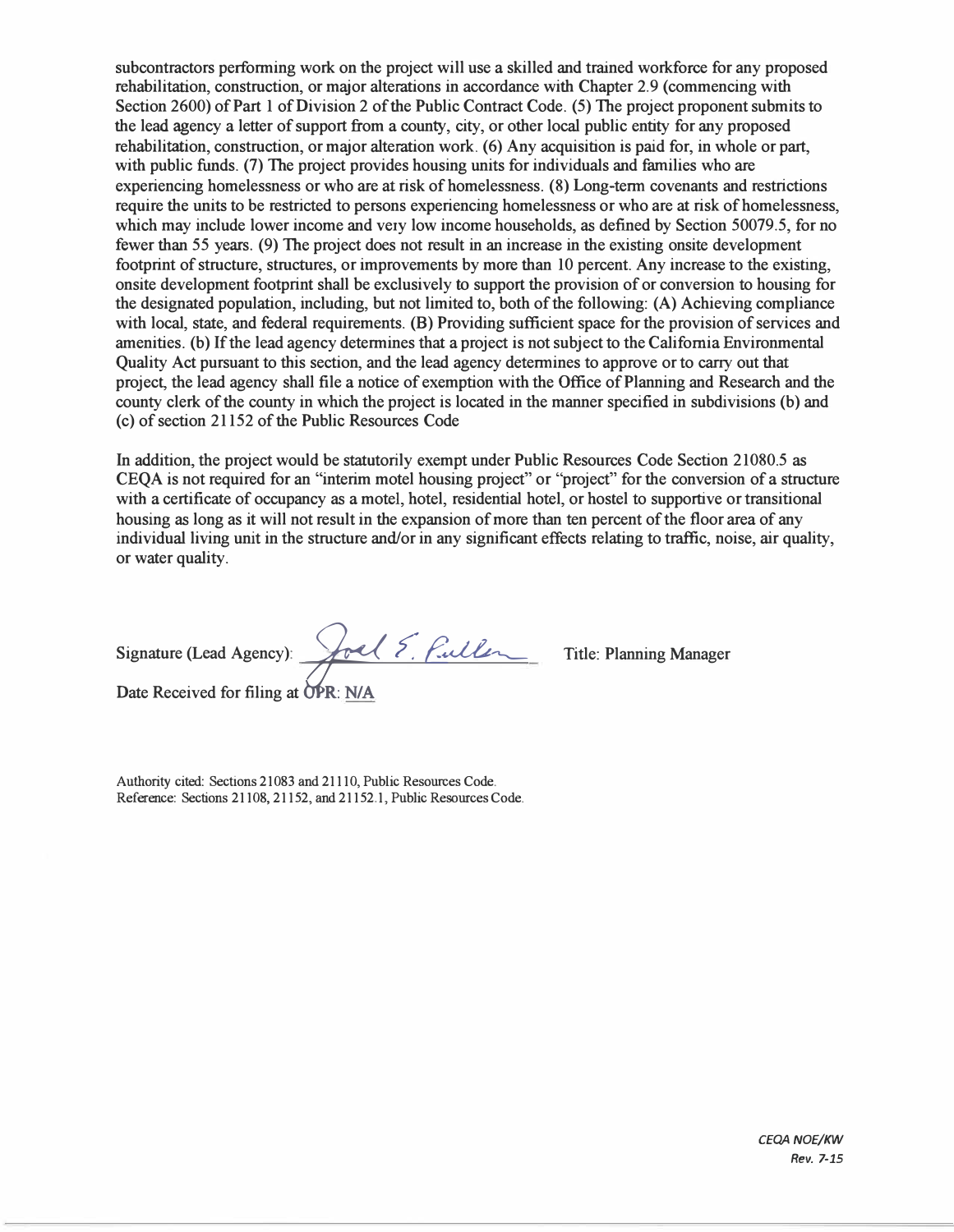subcontractors performing work on the project will use a skilled and trained workforce for any proposed rehabilitation, construction, or major alterations in accordance with Chapter 2.9 (commencing with Section 2600) of Part 1 of Division 2 of the Public Contract Code. (5) The project proponent submits to the lead agency a letter of support from a county, city, or other local public entity for any proposed rehabilitation, construction, or major alteration work. (6) Any acquisition is paid for, in whole or part, with public funds. (7) The project provides housing units for individuals and families who are experiencing homelessness or who are at risk of homelessness. (8) Long-term covenants and restrictions require the units to be restricted to persons experiencing homelessness or who are at risk of homelessness, which may include lower income and very low income households, as defined by Section 50079.5, for no fewer than 55 years. (9) The project does not result in an increase in the existing onsite development footprint of structure, structures, or improvements by more than 10 percent. Any increase to the existing, onsite development footprint shall be exclusively to support the provision of or conversion to housing for the designated population, including, but not limited to, both of the following: (A) Achieving compliance with local, state, and federal requirements. (B) Providing sufficient space for the provision of services and amenities. (b) If the lead agency determines that a project is not subject to the California Environmental Quality Act pursuant to this section, and the lead agency determines to approve or to carry out that project, the lead agency shall file a notice of exemption with the Office of Planning and Research and the county clerk of the county in which the project is located in the manner specified in subdivisions (b) and (c) of section 21152 of the Public Resources Code

In addition, the project would be statutorily exempt under Public Resources Code Section 21080.5 as CEQA is not required for an "interim motel housing project" or "project" for the conversion of a structure with a certificate of occupancy as a motel, hotel, residential hotel, or hostel to supportive or transitional housing as long as it will not result in the expansion of more than ten percent of the floor area of any individual living unit in the structure and/or in any significant effects relating to traffic, noise, air quality, or water quality.

Signature (Lead Agency): Joel E. Fuller Title: Planning Manager

Date Received for filing at OPR: N/A

Authority cited: Sections 21083 and 21110, Public Resources Code.
Reference: Sections 21108, 21152, and 21152.1, Public Resources Code.

*CEQA NOE/KW*
*Rev. 7-15*